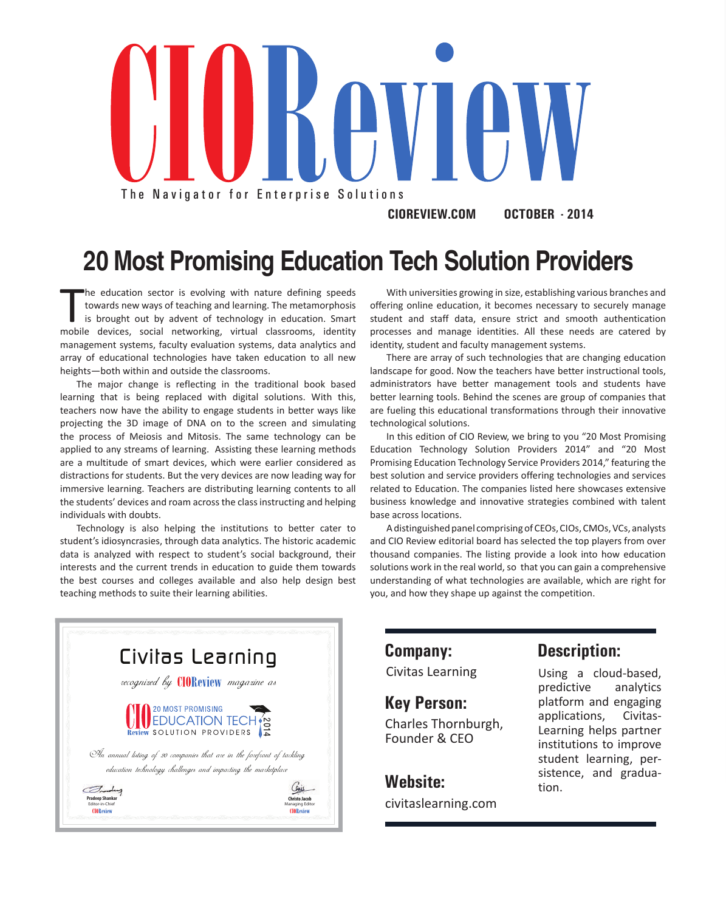# CIOReview

The Navigator for Enterprise Solutions

CIOREVIEW.COM OCTOBER - 2014

## 20 Most Promising Education Tech Solution Providers

The education sector is evolving with nature defining speeds towards new ways of teaching and learning. The metamorphosis is brought out by advent of technology in education. Smart mobile devices, social networking, virtual classrooms, identity management systems, faculty evaluation systems, data analytics and array of educational technologies have taken education to all new heights—both within and outside the classrooms.

The major change is reflecting in the traditional book based learning that is being replaced with digital solutions. With this, teachers now have the ability to engage students in better ways like projecting the 3D image of DNA on to the screen and simulating the process of Meiosis and Mitosis. The same technology can be applied to any streams of learning. Assisting these learning methods are a multitude of smart devices, which were earlier considered as distractions for students. But the very devices are now leading way for immersive learning. Teachers are distributing learning contents to all the students' devices and roam across the class instructing and helping individuals with doubts.

Technology is also helping the institutions to better cater to student's idiosyncrasies, through data analytics. The historic academic data is analyzed with respect to student's social background, their interests and the current trends in education to guide them towards the best courses and colleges available and also help design best teaching methods to suite their learning abilities.

With universities growing in size, establishing various branches and offering online education, it becomes necessary to securely manage student and staff data, ensure strict and smooth authentication processes and manage identities. All these needs are catered by identity, student and faculty management systems.

There are array of such technologies that are changing education landscape for good. Now the teachers have better instructional tools, administrators have better management tools and students have better learning tools. Behind the scenes are group of companies that are fueling this educational transformations through their innovative technological solutions.

In this edition of CIO Review, we bring to you "20 Most Promising Education Technology Solution Providers 2014" and "20 Most Promising Education Technology Service Providers 2014," featuring the best solution and service providers offering technologies and services related to Education. The companies listed here showcases extensive business knowledge and innovative strategies combined with talent base across locations.

A distinguished panel comprising of CEOs, CIOs, CMOs, VCs, analysts and CIO Review editorial board has selected the top players from over thousand companies. The listing provide a look into how education solutions work in the real world, so that you can gain a comprehensive understanding of what technologies are available, which are right for you, and how they shape up against the competition.

---

**Civitas Learning**

*recognized by* CIOReview *magazine as*

CIO Review 20 MOST PROMISING EDUCATION TECH SOLUTION PROVIDERS 2014

*An annual listing of 20 companies that are in the forefront of tackling education technology challenges and impacting the marketplace*

Pradeep Shankar, Editor-in-Chief, CIOReview

Christo Jacob, Managing Editor, CIOReview

---

### Company:

Civitas Learning

### Key Person:

Charles Thornburgh, Founder & CEO

### Website:

civitaslearning.com

### Description:

Using a cloud-based, predictive analytics platform and engaging applications, Civitas-Learning helps partner institutions to improve student learning, persistence, and graduation.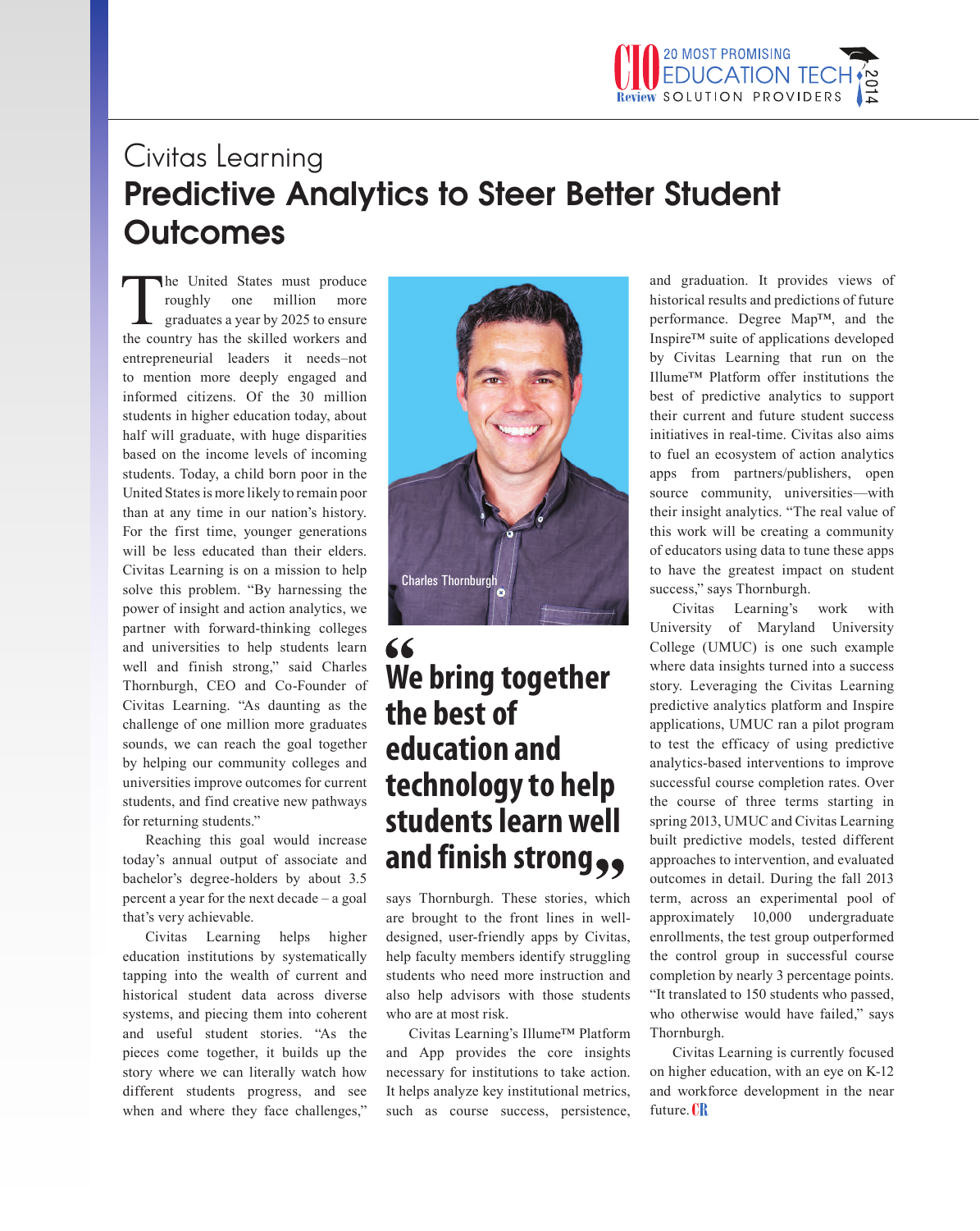Civitas Learning

# Predictive Analytics to Steer Better Student Outcomes

The United States must produce roughly one million more graduates a year by 2025 to ensure the country has the skilled workers and entrepreneurial leaders it needs–not to mention more deeply engaged and informed citizens. Of the 30 million students in higher education today, about half will graduate, with huge disparities based on the income levels of incoming students. Today, a child born poor in the United States is more likely to remain poor than at any time in our nation's history. For the first time, younger generations will be less educated than their elders. Civitas Learning is on a mission to help solve this problem. "By harnessing the power of insight and action analytics, we partner with forward-thinking colleges and universities to help students learn well and finish strong," said Charles Thornburgh, CEO and Co-Founder of Civitas Learning. "As daunting as the challenge of one million more graduates sounds, we can reach the goal together by helping our community colleges and universities improve outcomes for current students, and find creative new pathways for returning students."

Reaching this goal would increase today's annual output of associate and bachelor's degree-holders by about 3.5 percent a year for the next decade – a goal that's very achievable.

Civitas Learning helps higher education institutions by systematically tapping into the wealth of current and historical student data across diverse systems, and piecing them into coherent and useful student stories. "As the pieces come together, it builds up the story where we can literally watch how different students progress, and see when and where they face challenges," says Thornburgh. These stories, which are brought to the front lines in well-designed, user-friendly apps by Civitas, help faculty members identify struggling students who need more instruction and also help advisors with those students who are at most risk.

Charles Thornburgh

> **"We bring together the best of education and technology to help students learn well and finish strong"**

Civitas Learning's Illume™ Platform and App provides the core insights necessary for institutions to take action. It helps analyze key institutional metrics, such as course success, persistence, and graduation. It provides views of historical results and predictions of future performance. Degree Map™, and the Inspire™ suite of applications developed by Civitas Learning that run on the Illume™ Platform offer institutions the best of predictive analytics to support their current and future student success initiatives in real-time. Civitas also aims to fuel an ecosystem of action analytics apps from partners/publishers, open source community, universities—with their insight analytics. "The real value of this work will be creating a community of educators using data to tune these apps to have the greatest impact on student success," says Thornburgh.

Civitas Learning's work with University of Maryland University College (UMUC) is one such example where data insights turned into a success story. Leveraging the Civitas Learning predictive analytics platform and Inspire applications, UMUC ran a pilot program to test the efficacy of using predictive analytics-based interventions to improve successful course completion rates. Over the course of three terms starting in spring 2013, UMUC and Civitas Learning built predictive models, tested different approaches to intervention, and evaluated outcomes in detail. During the fall 2013 term, across an experimental pool of approximately 10,000 undergraduate enrollments, the test group outperformed the control group in successful course completion by nearly 3 percentage points. "It translated to 150 students who passed, who otherwise would have failed," says Thornburgh.

Civitas Learning is currently focused on higher education, with an eye on K-12 and workforce development in the near future.